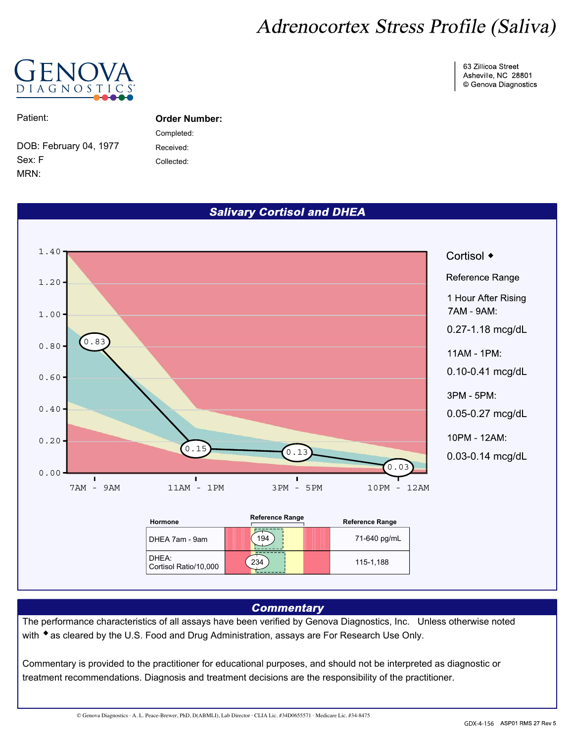# Adrenocortex Stress Profile (Saliva)

GENOVA DIAGNOSTICS

63 Zillicoa Street
Asheville, NC 28801
© Genova Diagnostics

Patient:

DOB: February 04, 1977
Sex: F
MRN:

**Order Number:**
Completed:
Received:
Collected:

## Salivary Cortisol and DHEA

1.40
1.20
1.00
0.80
0.60
0.40
0.20
0.00

0.83
0.15
0.13
0.03

7AM - 9AM
11AM - 1PM
3PM - 5PM
10PM - 12AM

Cortisol ◆

Reference Range

1 Hour After Rising
7AM - 9AM:
0.27-1.18 mcg/dL

11AM - 1PM:
0.10-0.41 mcg/dL

3PM - 5PM:
0.05-0.27 mcg/dL

10PM - 12AM:
0.03-0.14 mcg/dL

| Hormone | Reference Range | Reference Range |
|---|---|---|
| DHEA 7am - 9am | 194 | 71-640 pg/mL |
| DHEA: Cortisol Ratio/10,000 | 234 | 115-1,188 |

## Commentary

The performance characteristics of all assays have been verified by Genova Diagnostics, Inc. Unless otherwise noted with ◆ as cleared by the U.S. Food and Drug Administration, assays are For Research Use Only.

Commentary is provided to the practitioner for educational purposes, and should not be interpreted as diagnostic or treatment recommendations. Diagnosis and treatment decisions are the responsibility of the practitioner.

© Genova Diagnostics · A. L. Peace-Brewer, PhD, D(ABMLI), Lab Director · CLIA Lic. #34D0655571 · Medicare Lic. #34-8475

GDX-4-156 ASP01 RMS 27 Rev 5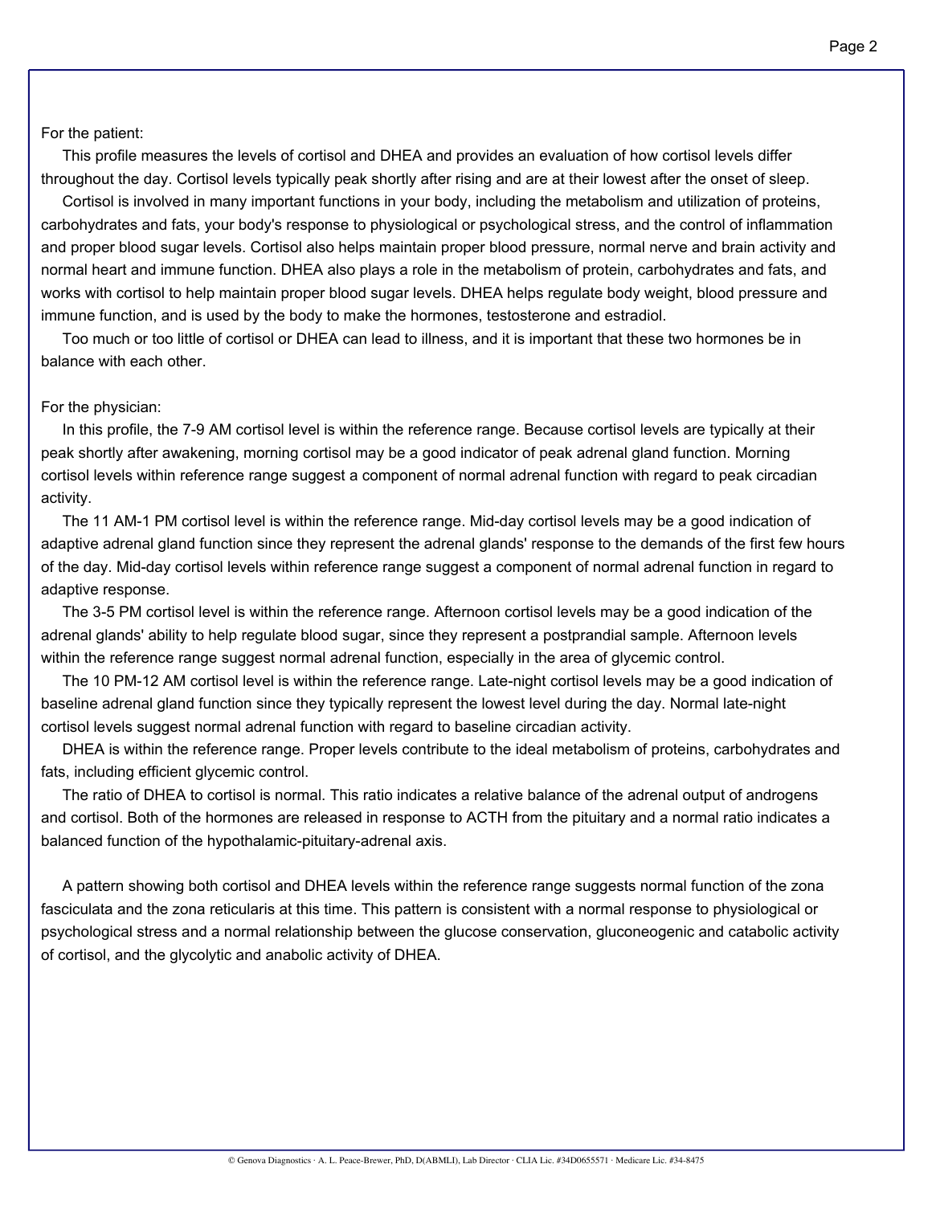For the patient:

This profile measures the levels of cortisol and DHEA and provides an evaluation of how cortisol levels differ throughout the day. Cortisol levels typically peak shortly after rising and are at their lowest after the onset of sleep.

Cortisol is involved in many important functions in your body, including the metabolism and utilization of proteins, carbohydrates and fats, your body's response to physiological or psychological stress, and the control of inflammation and proper blood sugar levels. Cortisol also helps maintain proper blood pressure, normal nerve and brain activity and normal heart and immune function. DHEA also plays a role in the metabolism of protein, carbohydrates and fats, and works with cortisol to help maintain proper blood sugar levels. DHEA helps regulate body weight, blood pressure and immune function, and is used by the body to make the hormones, testosterone and estradiol.

Too much or too little of cortisol or DHEA can lead to illness, and it is important that these two hormones be in balance with each other.

For the physician:

In this profile, the 7-9 AM cortisol level is within the reference range. Because cortisol levels are typically at their peak shortly after awakening, morning cortisol may be a good indicator of peak adrenal gland function. Morning cortisol levels within reference range suggest a component of normal adrenal function with regard to peak circadian activity.

The 11 AM-1 PM cortisol level is within the reference range. Mid-day cortisol levels may be a good indication of adaptive adrenal gland function since they represent the adrenal glands' response to the demands of the first few hours of the day. Mid-day cortisol levels within reference range suggest a component of normal adrenal function in regard to adaptive response.

The 3-5 PM cortisol level is within the reference range. Afternoon cortisol levels may be a good indication of the adrenal glands' ability to help regulate blood sugar, since they represent a postprandial sample. Afternoon levels within the reference range suggest normal adrenal function, especially in the area of glycemic control.

The 10 PM-12 AM cortisol level is within the reference range. Late-night cortisol levels may be a good indication of baseline adrenal gland function since they typically represent the lowest level during the day. Normal late-night cortisol levels suggest normal adrenal function with regard to baseline circadian activity.

DHEA is within the reference range. Proper levels contribute to the ideal metabolism of proteins, carbohydrates and fats, including efficient glycemic control.

The ratio of DHEA to cortisol is normal. This ratio indicates a relative balance of the adrenal output of androgens and cortisol. Both of the hormones are released in response to ACTH from the pituitary and a normal ratio indicates a balanced function of the hypothalamic-pituitary-adrenal axis.

A pattern showing both cortisol and DHEA levels within the reference range suggests normal function of the zona fasciculata and the zona reticularis at this time. This pattern is consistent with a normal response to physiological or psychological stress and a normal relationship between the glucose conservation, gluconeogenic and catabolic activity of cortisol, and the glycolytic and anabolic activity of DHEA.

© Genova Diagnostics · A. L. Peace-Brewer, PhD, D(ABMLI), Lab Director · CLIA Lic. #34D0655571 · Medicare Lic. #34-8475